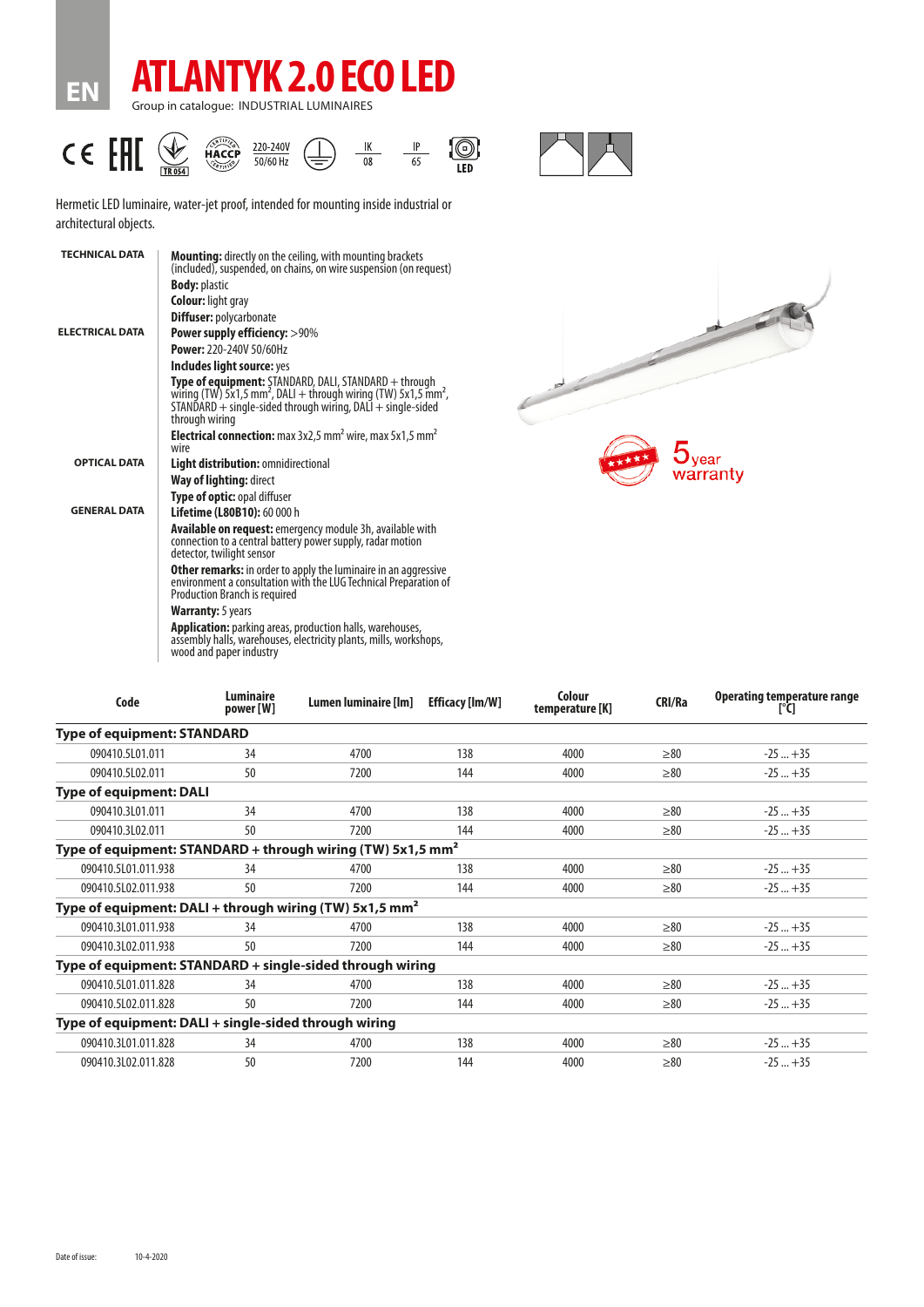EN

# ATLANTYK 2.0 ECO LED

Group in catalogue: INDUSTRIAL LUMINAIRES

220-240V 50/60 Hz | IK 08 | IP 65 | LED

Hermetic LED luminaire, water-jet proof, intended for mounting inside industrial or architectural objects.

**TECHNICAL DATA**

**Mounting:** directly on the ceiling, with mounting brackets (included), suspended, on chains, on wire suspension (on request)

**Body:** plastic

**Colour:** light gray

**Diffuser:** polycarbonate

**ELECTRICAL DATA**

**Power supply efficiency:** >90%

**Power:** 220-240V 50/60Hz

**Includes light source:** yes

**Type of equipment:** STANDARD, DALI, STANDARD + through wiring (TW) 5x1,5 mm², DALI + through wiring (TW) 5x1,5 mm², STANDARD + single-sided through wiring, DALI + single-sided through wiring

**Electrical connection:** max 3x2,5 mm² wire, max 5x1,5 mm² wire

**OPTICAL DATA**

**Light distribution:** omnidirectional

**Way of lighting:** direct

**Type of optic:** opal diffuser

**GENERAL DATA**

**Lifetime (L80B10):** 60 000 h

**Available on request:** emergency module 3h, available with connection to a central battery power supply, radar motion detector, twilight sensor

**Other remarks:** in order to apply the luminaire in an aggressive environment a consultation with the LUG Technical Preparation of Production Branch is required

**Warranty:** 5 years

**Application:** parking areas, production halls, warehouses, assembly halls, warehouses, electricity plants, mills, workshops, wood and paper industry

5 year warranty

| Code | Luminaire power [W] | Lumen luminaire [lm] | Efficacy [lm/W] | Colour temperature [K] | CRI/Ra | Operating temperature range [°C] |
|---|---|---|---|---|---|---|
| **Type of equipment: STANDARD** | | | | | | |
| 090410.5L01.011 | 34 | 4700 | 138 | 4000 | ≥80 | -25 ... +35 |
| 090410.5L02.011 | 50 | 7200 | 144 | 4000 | ≥80 | -25 ... +35 |
| **Type of equipment: DALI** | | | | | | |
| 090410.3L01.011 | 34 | 4700 | 138 | 4000 | ≥80 | -25 ... +35 |
| 090410.3L02.011 | 50 | 7200 | 144 | 4000 | ≥80 | -25 ... +35 |
| **Type of equipment: STANDARD + through wiring (TW) 5x1,5 mm²** | | | | | | |
| 090410.5L01.011.938 | 34 | 4700 | 138 | 4000 | ≥80 | -25 ... +35 |
| 090410.5L02.011.938 | 50 | 7200 | 144 | 4000 | ≥80 | -25 ... +35 |
| **Type of equipment: DALI + through wiring (TW) 5x1,5 mm²** | | | | | | |
| 090410.3L01.011.938 | 34 | 4700 | 138 | 4000 | ≥80 | -25 ... +35 |
| 090410.3L02.011.938 | 50 | 7200 | 144 | 4000 | ≥80 | -25 ... +35 |
| **Type of equipment: STANDARD + single-sided through wiring** | | | | | | |
| 090410.5L01.011.828 | 34 | 4700 | 138 | 4000 | ≥80 | -25 ... +35 |
| 090410.5L02.011.828 | 50 | 7200 | 144 | 4000 | ≥80 | -25 ... +35 |
| **Type of equipment: DALI + single-sided through wiring** | | | | | | |
| 090410.3L01.011.828 | 34 | 4700 | 138 | 4000 | ≥80 | -25 ... +35 |
| 090410.3L02.011.828 | 50 | 7200 | 144 | 4000 | ≥80 | -25 ... +35 |

Date of issue: 10-4-2020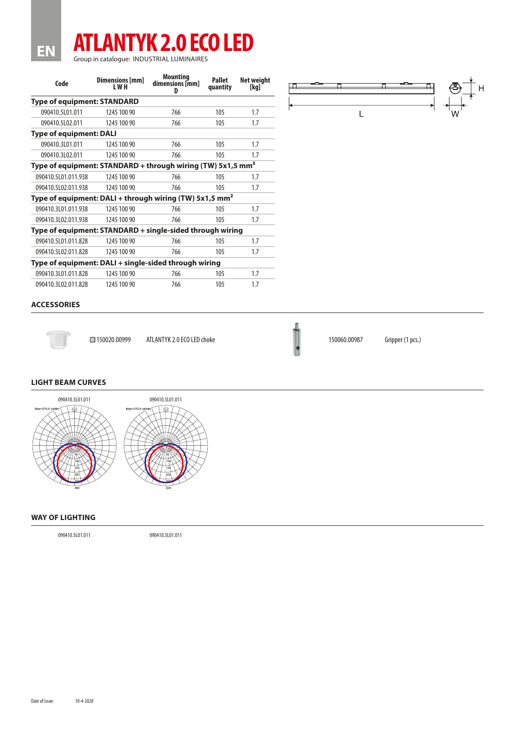EN

# ATLANTYK 2.0 ECO LED

Group in catalogue: INDUSTRIAL LUMINAIRES

| Code | Dimensions [mm] L W H | Mounting dimensions [mm] D | Pallet quantity | Net weight [kg] |
|---|---|---|---|---|
| **Type of equipment: STANDARD** | | | | |
| 090410.5L01.011 | 1245 100 90 | 766 | 105 | 1.7 |
| 090410.5L02.011 | 1245 100 90 | 766 | 105 | 1.7 |
| **Type of equipment: DALI** | | | | |
| 090410.3L01.011 | 1245 100 90 | 766 | 105 | 1.7 |
| 090410.3L02.011 | 1245 100 90 | 766 | 105 | 1.7 |
| **Type of equipment: STANDARD + through wiring (TW) 5x1,5 mm²** | | | | |
| 090410.5L01.011.938 | 1245 100 90 | 766 | 105 | 1.7 |
| 090410.5L02.011.938 | 1245 100 90 | 766 | 105 | 1.7 |
| **Type of equipment: DALI + through wiring (TW) 5x1,5 mm²** | | | | |
| 090410.3L01.011.938 | 1245 100 90 | 766 | 105 | 1.7 |
| 090410.3L02.011.938 | 1245 100 90 | 766 | 105 | 1.7 |
| **Type of equipment: STANDARD + single-sided through wiring** | | | | |
| 090410.5L01.011.828 | 1245 100 90 | 766 | 105 | 1.7 |
| 090410.5L02.011.828 | 1245 100 90 | 766 | 105 | 1.7 |
| **Type of equipment: DALI + single-sided through wiring** | | | | |
| 090410.3L01.011.828 | 1245 100 90 | 766 | 105 | 1.7 |
| 090410.3L02.011.828 | 1245 100 90 | 766 | 105 | 1.7 |

L W H

## ACCESSORIES

| Code | Description |
|---|---|
| 150020.00999 | ATLANTYK 2.0 ECO LED choke |
| 150060.00987 | Gripper (1 pcs.) |

## LIGHT BEAM CURVES

090410.5L01.011 — Max=275,6 cd/klm

090410.3L01.011 — Max=275,6 cd/klm

## WAY OF LIGHTING

090410.5L01.011

090410.3L01.011

Date of issue: 10-4-2020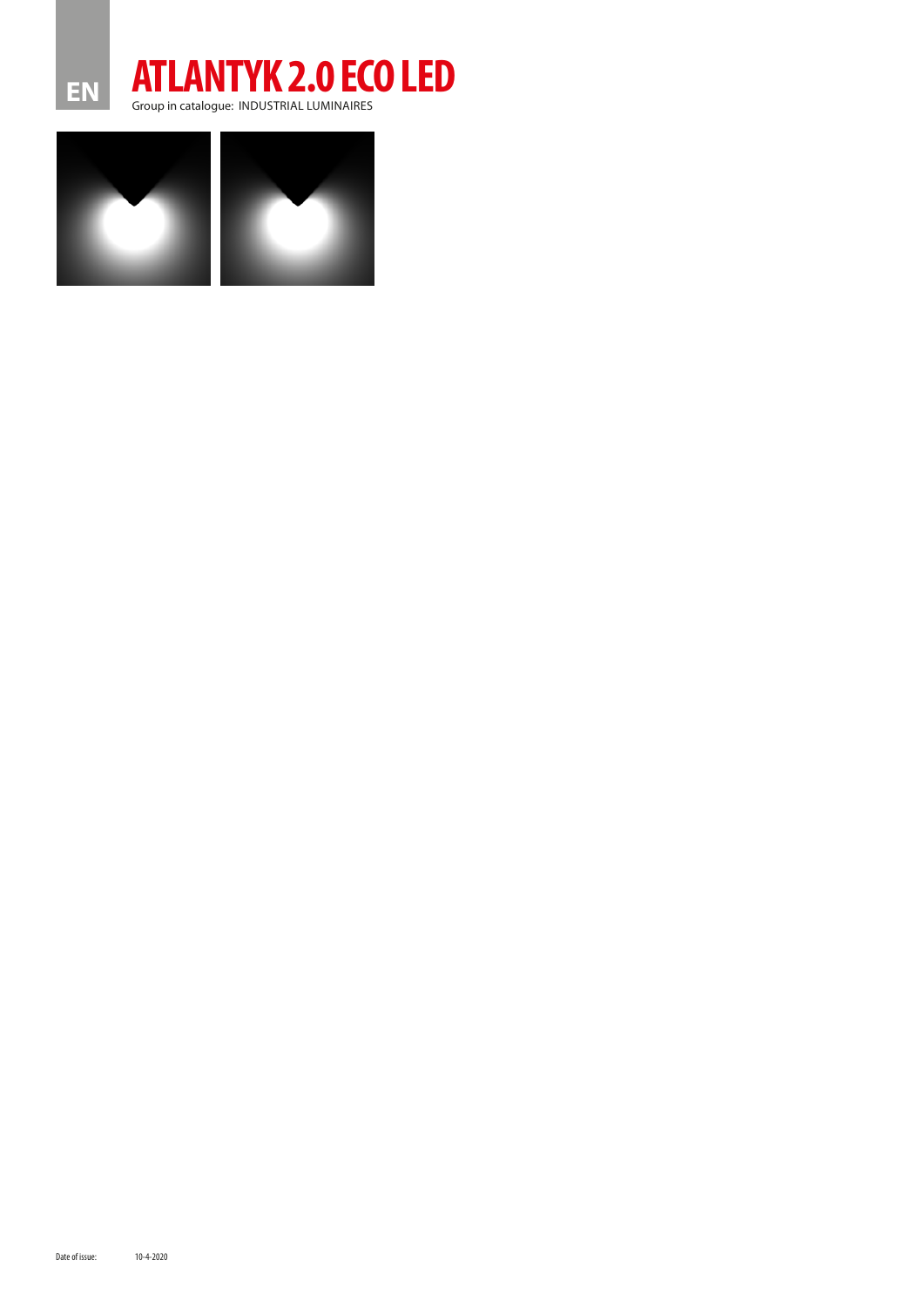EN

# ATLANTYK 2.0 ECO LED

Group in catalogue: INDUSTRIAL LUMINAIRES

Date of issue: 10-4-2020